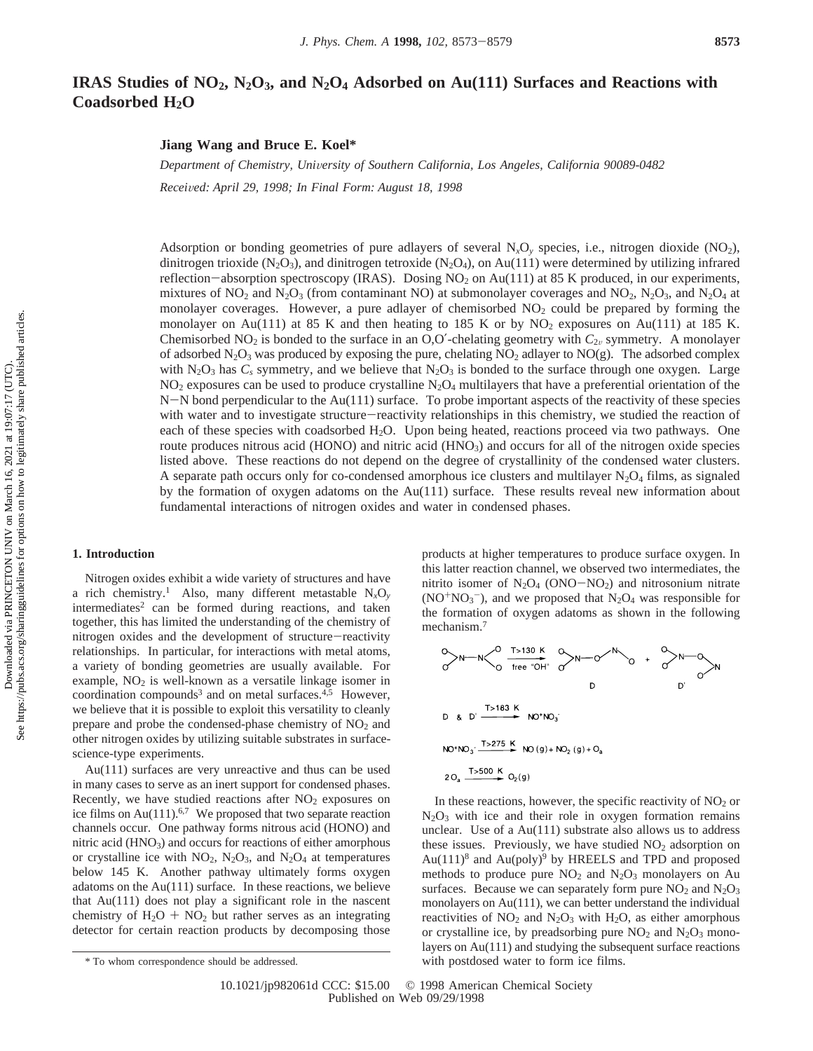# IRAS Studies of $NO_2$, $N_2O_3$, and $N_2O_4$ Adsorbed on Au(111) Surfaces and Reactions with Coadsorbed $H_2O$

**Jiang Wang and Bruce E. Koel***

*Department of Chemistry, University of Southern California, Los Angeles, California 90089-0482*

*Received: April 29, 1998; In Final Form: August 18, 1998*

Adsorption or bonding geometries of pure adlayers of several $N_xO_y$ species, i.e., nitrogen dioxide ($NO_2$), dinitrogen trioxide ($N_2O_3$), and dinitrogen tetroxide ($N_2O_4$), on Au(111) were determined by utilizing infrared reflection−absorption spectroscopy (IRAS). Dosing $NO_2$ on Au(111) at 85 K produced, in our experiments, mixtures of $NO_2$ and $N_2O_3$ (from contaminant NO) at submonolayer coverages and $NO_2$, $N_2O_3$, and $N_2O_4$ at monolayer coverages. However, a pure adlayer of chemisorbed $NO_2$ could be prepared by forming the monolayer on Au(111) at 85 K and then heating to 185 K or by $NO_2$ exposures on Au(111) at 185 K. Chemisorbed $NO_2$ is bonded to the surface in an O,O′-chelating geometry with $C_{2v}$ symmetry. A monolayer of adsorbed $N_2O_3$ was produced by exposing the pure, chelating $NO_2$ adlayer to NO(g). The adsorbed complex with $N_2O_3$ has $C_s$ symmetry, and we believe that $N_2O_3$ is bonded to the surface through one oxygen. Large $NO_2$ exposures can be used to produce crystalline $N_2O_4$ multilayers that have a preferential orientation of the N−N bond perpendicular to the Au(111) surface. To probe important aspects of the reactivity of these species with water and to investigate structure−reactivity relationships in this chemistry, we studied the reaction of each of these species with coadsorbed $H_2O$. Upon being heated, reactions proceed via two pathways. One route produces nitrous acid (HONO) and nitric acid ($HNO_3$) and occurs for all of the nitrogen oxide species listed above. These reactions do not depend on the degree of crystallinity of the condensed water clusters. A separate path occurs only for co-condensed amorphous ice clusters and multilayer $N_2O_4$ films, as signaled by the formation of oxygen adatoms on the Au(111) surface. These results reveal new information about fundamental interactions of nitrogen oxides and water in condensed phases.

## 1. Introduction

Nitrogen oxides exhibit a wide variety of structures and have a rich chemistry.[1] Also, many different metastable $N_xO_y$ intermediates[2] can be formed during reactions, and taken together, this has limited the understanding of the chemistry of nitrogen oxides and the development of structure−reactivity relationships. In particular, for interactions with metal atoms, a variety of bonding geometries are usually available. For example, $NO_2$ is well-known as a versatile linkage isomer in coordination compounds[3] and on metal surfaces.[4,5] However, we believe that it is possible to exploit this versatility to cleanly prepare and probe the condensed-phase chemistry of $NO_2$ and other nitrogen oxides by utilizing suitable substrates in surface-science-type experiments.

Au(111) surfaces are very unreactive and thus can be used in many cases to serve as an inert support for condensed phases. Recently, we have studied reactions after $NO_2$ exposures on ice films on Au(111).[6,7] We proposed that two separate reaction channels occur. One pathway forms nitrous acid (HONO) and nitric acid ($HNO_3$) and occurs for reactions of either amorphous or crystalline ice with $NO_2$, $N_2O_3$, and $N_2O_4$ at temperatures below 145 K. Another pathway ultimately forms oxygen adatoms on the Au(111) surface. In these reactions, we believe that Au(111) does not play a significant role in the nascent chemistry of $H_2O + NO_2$ but rather serves as an integrating detector for certain reaction products by decomposing those products at higher temperatures to produce surface oxygen. In this latter reaction channel, we observed two intermediates, the nitrito isomer of $N_2O_4$ (ONO−$NO_2$) and nitrosonium nitrate ($NO^+NO_3^-$), and we proposed that $N_2O_4$ was responsible for the formation of oxygen adatoms as shown in the following mechanism.[7]

$$O_2N{-}NO_2 \xrightarrow[\text{free "OH"}]{T>130\text{ K}} \underset{\text{D}}{O_2N{-}O{-}N{=}O} + \underset{\text{D}'}{O_2N{-}O{-}N{=}O}$$

$$\text{D \& D}' \xrightarrow{T>163\text{ K}} NO^+NO_3^-$$

$$NO^+NO_3^- \xrightarrow{T>275\text{ K}} NO(g) + NO_2(g) + O_a$$

$$2\,O_a \xrightarrow{T>500\text{ K}} O_2(g)$$

In these reactions, however, the specific reactivity of $NO_2$ or $N_2O_3$ with ice and their role in oxygen formation remains unclear. Use of a Au(111) substrate also allows us to address these issues. Previously, we have studied $NO_2$ adsorption on Au(111)[8] and Au(poly)[9] by HREELS and TPD and proposed methods to produce pure $NO_2$ and $N_2O_3$ monolayers on Au surfaces. Because we can separately form pure $NO_2$ and $N_2O_3$ monolayers on Au(111), we can better understand the individual reactivities of $NO_2$ and $N_2O_3$ with $H_2O$, as either amorphous or crystalline ice, by preadsorbing pure $NO_2$ and $N_2O_3$ monolayers on Au(111) and studying the subsequent surface reactions with postdosed water to form ice films.

* To whom correspondence should be addressed.

10.1021/jp982061d CCC: $15.00 © 1998 American Chemical Society
Published on Web 09/29/1998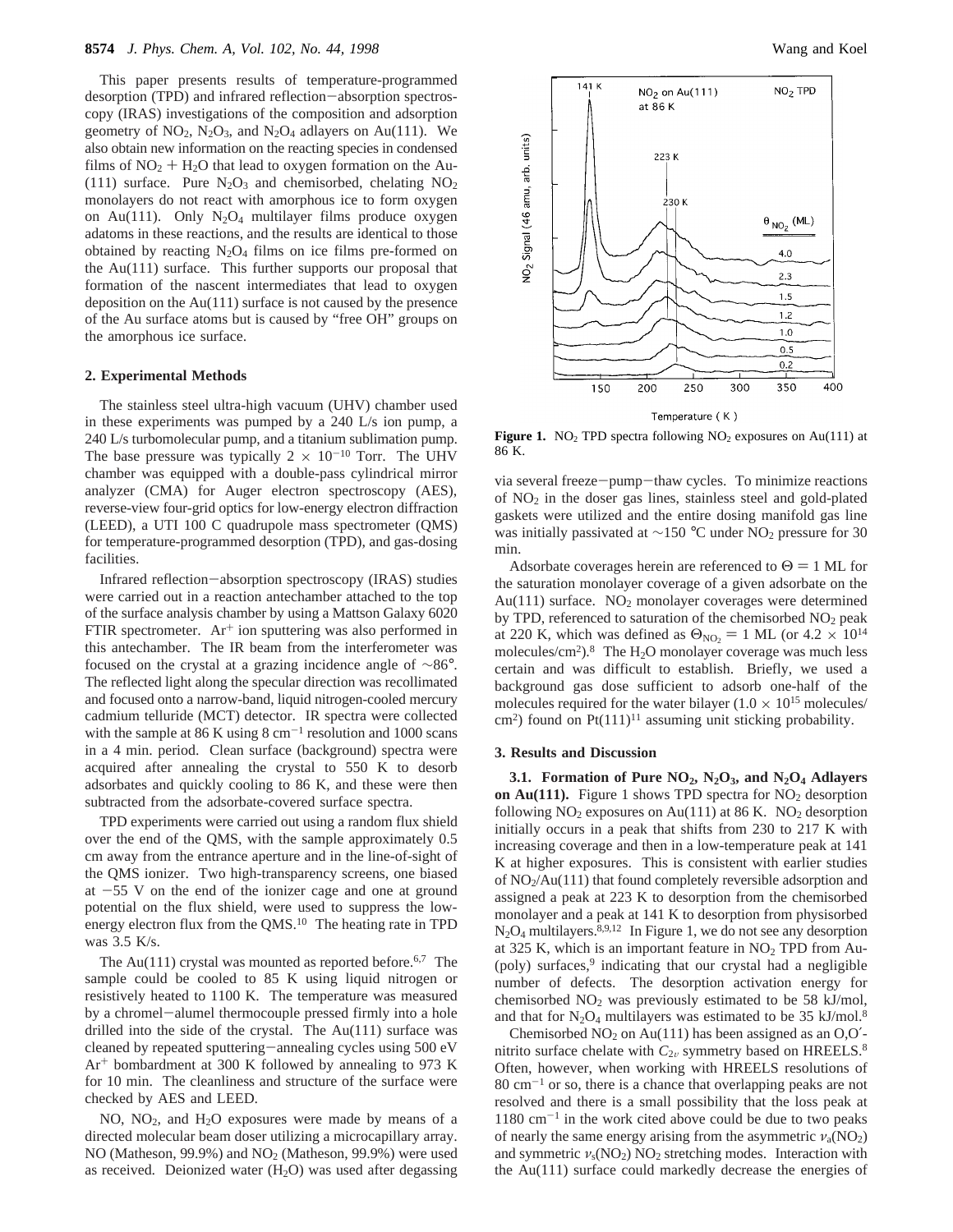This paper presents results of temperature-programmed desorption (TPD) and infrared reflection−absorption spectroscopy (IRAS) investigations of the composition and adsorption geometry of $NO_2$, $N_2O_3$, and $N_2O_4$ adlayers on Au(111). We also obtain new information on the reacting species in condensed films of $NO_2 + H_2O$ that lead to oxygen formation on the Au(111) surface. Pure $N_2O_3$ and chemisorbed, chelating $NO_2$ monolayers do not react with amorphous ice to form oxygen on Au(111). Only $N_2O_4$ multilayer films produce oxygen adatoms in these reactions, and the results are identical to those obtained by reacting $N_2O_4$ films on ice films pre-formed on the Au(111) surface. This further supports our proposal that formation of the nascent intermediates that lead to oxygen deposition on the Au(111) surface is not caused by the presence of the Au surface atoms but is caused by "free OH" groups on the amorphous ice surface.

## 2. Experimental Methods

The stainless steel ultra-high vacuum (UHV) chamber used in these experiments was pumped by a 240 L/s ion pump, a 240 L/s turbomolecular pump, and a titanium sublimation pump. The base pressure was typically $2 \times 10^{-10}$ Torr. The UHV chamber was equipped with a double-pass cylindrical mirror analyzer (CMA) for Auger electron spectroscopy (AES), reverse-view four-grid optics for low-energy electron diffraction (LEED), a UTI 100 C quadrupole mass spectrometer (QMS) for temperature-programmed desorption (TPD), and gas-dosing facilities.

Infrared reflection−absorption spectroscopy (IRAS) studies were carried out in a reaction antechamber attached to the top of the surface analysis chamber by using a Mattson Galaxy 6020 FTIR spectrometer. $Ar^+$ ion sputtering was also performed in this antechamber. The IR beam from the interferometer was focused on the crystal at a grazing incidence angle of ~86°. The reflected light along the specular direction was recollimated and focused onto a narrow-band, liquid nitrogen-cooled mercury cadmium telluride (MCT) detector. IR spectra were collected with the sample at 86 K using 8 cm$^{-1}$ resolution and 1000 scans in a 4 min. period. Clean surface (background) spectra were acquired after annealing the crystal to 550 K to desorb adsorbates and quickly cooling to 86 K, and these were then subtracted from the adsorbate-covered surface spectra.

TPD experiments were carried out using a random flux shield over the end of the QMS, with the sample approximately 0.5 cm away from the entrance aperture and in the line-of-sight of the QMS ionizer. Two high-transparency screens, one biased at −55 V on the end of the ionizer cage and one at ground potential on the flux shield, were used to suppress the low-energy electron flux from the QMS.[10] The heating rate in TPD was 3.5 K/s.

The Au(111) crystal was mounted as reported before.[6,7] The sample could be cooled to 85 K using liquid nitrogen or resistively heated to 1100 K. The temperature was measured by a chromel−alumel thermocouple pressed firmly into a hole drilled into the side of the crystal. The Au(111) surface was cleaned by repeated sputtering−annealing cycles using 500 eV $Ar^+$ bombardment at 300 K followed by annealing to 973 K for 10 min. The cleanliness and structure of the surface were checked by AES and LEED.

NO, $NO_2$, and $H_2O$ exposures were made by means of a directed molecular beam doser utilizing a microcapillary array. NO (Matheson, 99.9%) and $NO_2$ (Matheson, 99.9%) were used as received. Deionized water ($H_2O$) was used after degassing via several freeze−pump−thaw cycles. To minimize reactions of $NO_2$ in the doser gas lines, stainless steel and gold-plated gaskets were utilized and the entire dosing manifold gas line was initially passivated at ~150 °C under $NO_2$ pressure for 30 min.

**Figure 1.** $NO_2$ TPD spectra following $NO_2$ exposures on Au(111) at 86 K.

Adsorbate coverages herein are referenced to $\Theta = 1$ ML for the saturation monolayer coverage of a given adsorbate on the Au(111) surface. $NO_2$ monolayer coverages were determined by TPD, referenced to saturation of the chemisorbed $NO_2$ peak at 220 K, which was defined as $\Theta_{NO_2} = 1$ ML (or $4.2 \times 10^{14}$ molecules/cm$^2$).[8] The $H_2O$ monolayer coverage was much less certain and was difficult to establish. Briefly, we used a background gas dose sufficient to adsorb one-half of the molecules required for the water bilayer ($1.0 \times 10^{15}$ molecules/cm$^2$) found on Pt(111)[11] assuming unit sticking probability.

## 3. Results and Discussion

**3.1. Formation of Pure $NO_2$, $N_2O_3$, and $N_2O_4$ Adlayers on Au(111).** Figure 1 shows TPD spectra for $NO_2$ desorption following $NO_2$ exposures on Au(111) at 86 K. $NO_2$ desorption initially occurs in a peak that shifts from 230 to 217 K with increasing coverage and then in a low-temperature peak at 141 K at higher exposures. This is consistent with earlier studies of $NO_2$/Au(111) that found completely reversible adsorption and assigned a peak at 223 K to desorption from the chemisorbed monolayer and a peak at 141 K to desorption from physisorbed $N_2O_4$ multilayers.[8,9,12] In Figure 1, we do not see any desorption at 325 K, which is an important feature in $NO_2$ TPD from Au(poly) surfaces,[9] indicating that our crystal had a negligible number of defects. The desorption activation energy for chemisorbed $NO_2$ was previously estimated to be 58 kJ/mol, and that for $N_2O_4$ multilayers was estimated to be 35 kJ/mol.[8]

Chemisorbed $NO_2$ on Au(111) has been assigned as an O,O′-nitrito surface chelate with $C_{2v}$ symmetry based on HREELS.[8] Often, however, when working with HREELS resolutions of 80 cm$^{-1}$ or so, there is a chance that overlapping peaks are not resolved and there is a small possibility that the loss peak at 1180 cm$^{-1}$ in the work cited above could be due to two peaks of nearly the same energy arising from the asymmetric $\nu_a(NO_2)$ and symmetric $\nu_s(NO_2)$ $NO_2$ stretching modes. Interaction with the Au(111) surface could markedly decrease the energies of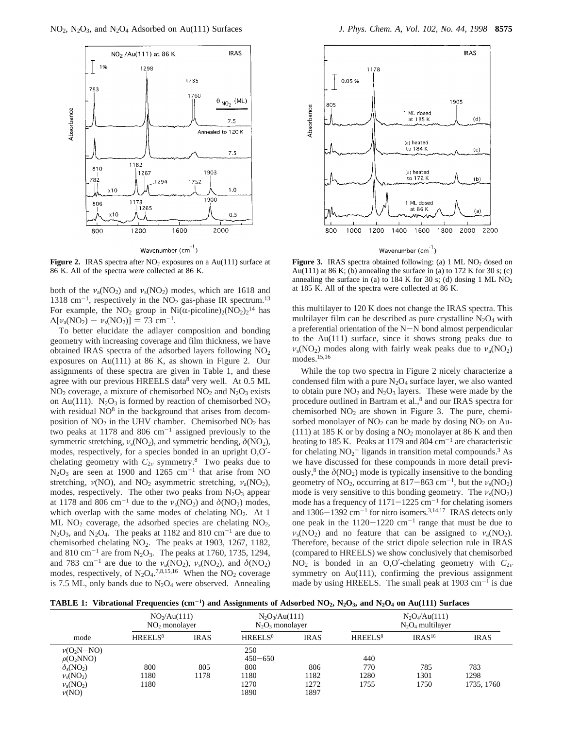**Figure 2.** IRAS spectra after $NO_2$ exposures on a Au(111) surface at 86 K. All of the spectra were collected at 86 K.

**Figure 3.** IRAS spectra obtained following: (a) 1 ML $NO_2$ dosed on Au(111) at 86 K; (b) annealing the surface in (a) to 172 K for 30 s; (c) annealing the surface in (a) to 184 K for 30 s; (d) dosing 1 ML $NO_2$ at 185 K. All of the spectra were collected at 86 K.

both of the $\nu_a(NO_2)$ and $\nu_s(NO_2)$ modes, which are 1618 and 1318 $cm^{-1}$, respectively in the $NO_2$ gas-phase IR spectrum.[13] For example, the $NO_2$ group in Ni(α-picoline)$_2$(NO$_2$)$_2$[14] has $\Delta[\nu_a(NO_2) - \nu_s(NO_2)] = 73$ $cm^{-1}$.

To better elucidate the adlayer composition and bonding geometry with increasing coverage and film thickness, we have obtained IRAS spectra of the adsorbed layers following $NO_2$ exposures on Au(111) at 86 K, as shown in Figure 2. Our assignments of these spectra are given in Table 1, and these agree with our previous HREELS data[8] very well. At 0.5 ML $NO_2$ coverage, a mixture of chemisorbed $NO_2$ and $N_2O_3$ exists on Au(111). $N_2O_3$ is formed by reaction of chemisorbed $NO_2$ with residual NO[8] in the background that arises from decomposition of $NO_2$ in the UHV chamber. Chemisorbed $NO_2$ has two peaks at 1178 and 806 $cm^{-1}$ assigned previously to the symmetric stretching, $\nu_s(NO_2)$, and symmetric bending, $\delta(NO_2)$, modes, respectively, for a species bonded in an upright O,O′-chelating geometry with $C_{2v}$ symmetry.[8] Two peaks due to $N_2O_3$ are seen at 1900 and 1265 $cm^{-1}$ that arise from NO stretching, $\nu$(NO), and $NO_2$ asymmetric stretching, $\nu_a(NO_2)$, modes, respectively. The other two peaks from $N_2O_3$ appear at 1178 and 806 $cm^{-1}$ due to the $\nu_s(NO_2)$ and $\delta(NO_2)$ modes, which overlap with the same modes of chelating $NO_2$. At 1 ML $NO_2$ coverage, the adsorbed species are chelating $NO_2$, $N_2O_3$, and $N_2O_4$. The peaks at 1182 and 810 $cm^{-1}$ are due to chemisorbed chelating $NO_2$. The peaks at 1903, 1267, 1182, and 810 $cm^{-1}$ are from $N_2O_3$. The peaks at 1760, 1735, 1294, and 783 $cm^{-1}$ are due to the $\nu_a(NO_2)$, $\nu_s(NO_2)$, and $\delta(NO_2)$ modes, respectively, of $N_2O_4$.[7,8,15,16] When the $NO_2$ coverage is 7.5 ML, only bands due to $N_2O_4$ were observed. Annealing this multilayer to 120 K does not change the IRAS spectra. This multilayer film can be described as pure crystalline $N_2O_4$ with a preferential orientation of the N−N bond almost perpendicular to the Au(111) surface, since it shows strong peaks due to $\nu_s(NO_2)$ modes along with fairly weak peaks due to $\nu_a(NO_2)$ modes.[15,16]

While the top two spectra in Figure 2 nicely characterize a condensed film with a pure $N_2O_4$ surface layer, we also wanted to obtain pure $NO_2$ and $N_2O_3$ layers. These were made by the procedure outlined in Bartram et al.,[8] and our IRAS spectra for chemisorbed $NO_2$ are shown in Figure 3. The pure, chemisorbed monolayer of $NO_2$ can be made by dosing $NO_2$ on Au(111) at 185 K or by dosing a $NO_2$ monolayer at 86 K and then heating to 185 K. Peaks at 1179 and 804 $cm^{-1}$ are characteristic for chelating $NO_2^-$ ligands in transition metal compounds.[3] As we have discussed for these compounds in more detail previously,[8] the $\delta(NO_2)$ mode is typically insensitive to the bonding geometry of $NO_2$, occurring at 817−863 $cm^{-1}$, but the $\nu_s(NO_2)$ mode is very sensitive to this bonding geometry. The $\nu_s(NO_2)$ mode has a frequency of 1171−1225 $cm^{-1}$ for chelating isomers and 1306−1392 $cm^{-1}$ for nitro isomers.[3,14,17] IRAS detects only one peak in the 1120−1220 $cm^{-1}$ range that must be due to $\nu_s(NO_2)$ and no feature that can be assigned to $\nu_a(NO_2)$. Therefore, because of the strict dipole selection rule in IRAS (compared to HREELS) we show conclusively that chemisorbed $NO_2$ is bonded in an O,O′-chelating geometry with $C_{2v}$ symmetry on Au(111), confirming the previous assignment made by using HREELS. The small peak at 1903 $cm^{-1}$ is due

**TABLE 1: Vibrational Frequencies ($cm^{-1}$) and Assignments of Adsorbed $NO_2$, $N_2O_3$, and $N_2O_4$ on Au(111) Surfaces**

| | $NO_2$/Au(111) $NO_2$ monolayer | | $N_2O_3$/Au(111) $N_2O_3$ monolayer | | $N_2O_4$/Au(111) $N_2O_4$ multilayer | | |
|---|---|---|---|---|---|---|---|
| mode | HREELS[8] | IRAS | HREELS[8] | IRAS | HREELS[8] | IRAS[16] | IRAS |
| $\nu(O_2N{-}NO)$ | | | 250 | | | | |
| $\rho(O_2NNO)$ | | | 450−650 | | 440 | | |
| $\delta_s(NO_2)$ | 800 | 805 | 800 | 806 | 770 | 785 | 783 |
| $\nu_s(NO_2)$ | 1180 | 1178 | 1180 | 1182 | 1280 | 1301 | 1298 |
| $\nu_a(NO_2)$ | 1180 | | 1270 | 1272 | 1755 | 1750 | 1735, 1760 |
| $\nu$(NO) | | | 1890 | 1897 | | | |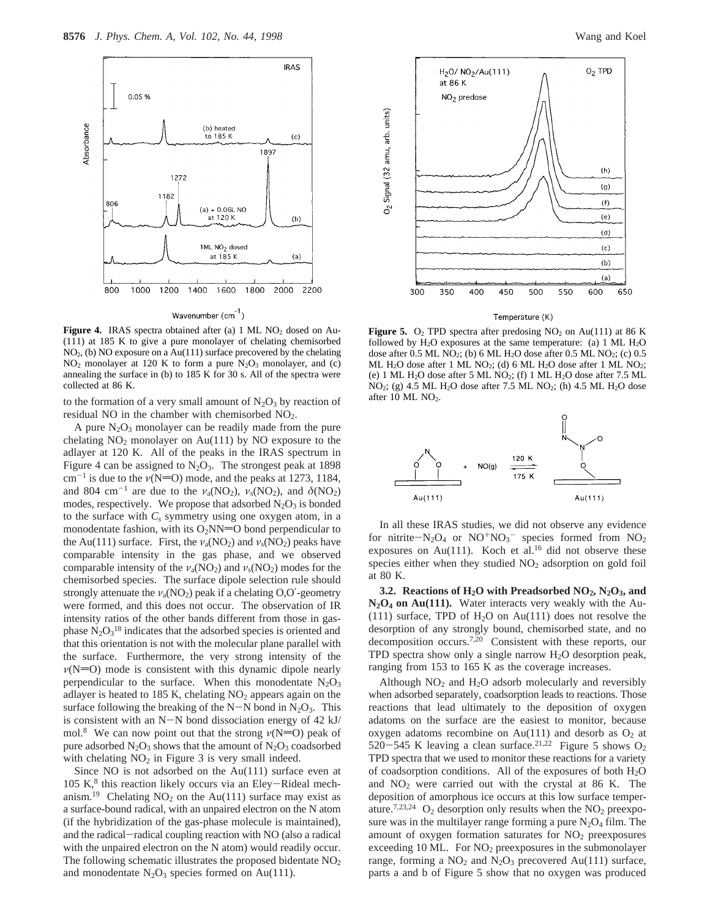**Figure 4.** IRAS spectra obtained after (a) 1 ML $NO_2$ dosed on Au(111) at 185 K to give a pure monolayer of chelating chemisorbed $NO_2$, (b) NO exposure on a Au(111) surface precovered by the chelating $NO_2$ monolayer at 120 K to form a pure $N_2O_3$ monolayer, and (c) annealing the surface in (b) to 185 K for 30 s. All of the spectra were collected at 86 K.

to the formation of a very small amount of $N_2O_3$ by reaction of residual NO in the chamber with chemisorbed $NO_2$.

A pure $N_2O_3$ monolayer can be readily made from the pure chelating $NO_2$ monolayer on Au(111) by NO exposure to the adlayer at 120 K. All of the peaks in the IRAS spectrum in Figure 4 can be assigned to $N_2O_3$. The strongest peak at 1898 $cm^{-1}$ is due to the $\nu$(N=O) mode, and the peaks at 1273, 1184, and 804 $cm^{-1}$ are due to the $\nu_a(NO_2)$, $\nu_s(NO_2)$, and $\delta(NO_2)$ modes, respectively. We propose that adsorbed $N_2O_3$ is bonded to the surface with $C_s$ symmetry using one oxygen atom, in a monodentate fashion, with its $O_2NN{=}O$ bond perpendicular to the Au(111) surface. First, the $\nu_a(NO_2)$ and $\nu_s(NO_2)$ peaks have comparable intensity in the gas phase, and we observed comparable intensity of the $\nu_a(NO_2)$ and $\nu_s(NO_2)$ modes for the chemisorbed species. The surface dipole selection rule should strongly attenuate the $\nu_a(NO_2)$ peak if a chelating O,O′-geometry were formed, and this does not occur. The observation of IR intensity ratios of the other bands different from those in gas-phase $N_2O_3$[18] indicates that the adsorbed species is oriented and that this orientation is not with the molecular plane parallel with the surface. Furthermore, the very strong intensity of the $\nu$(N=O) mode is consistent with this dynamic dipole nearly perpendicular to the surface. When this monodentate $N_2O_3$ adlayer is heated to 185 K, chelating $NO_2$ appears again on the surface following the breaking of the N−N bond in $N_2O_3$. This is consistent with an N−N bond dissociation energy of 42 kJ/mol.[8] We can now point out that the strong $\nu$(N=O) peak of pure adsorbed $N_2O_3$ shows that the amount of $N_2O_3$ coadsorbed with chelating $NO_2$ in Figure 3 is very small indeed.

Since NO is not adsorbed on the Au(111) surface even at 105 K,[8] this reaction likely occurs via an Eley−Rideal mechanism.[19] Chelating $NO_2$ on the Au(111) surface may exist as a surface-bound radical, with an unpaired electron on the N atom (if the hybridization of the gas-phase molecule is maintained), and the radical−radical coupling reaction with NO (also a radical with the unpaired electron on the N atom) would readily occur. The following schematic illustrates the proposed bidentate $NO_2$ and monodentate $N_2O_3$ species formed on Au(111).

**Figure 5.** $O_2$ TPD spectra after predosing $NO_2$ on Au(111) at 86 K followed by $H_2O$ exposures at the same temperature: (a) 1 ML $H_2O$ dose after 0.5 ML $NO_2$; (b) 6 ML $H_2O$ dose after 0.5 ML $NO_2$; (c) 0.5 ML $H_2O$ dose after 1 ML $NO_2$; (d) 6 ML $H_2O$ dose after 1 ML $NO_2$; (e) 1 ML $H_2O$ dose after 5 ML $NO_2$; (f) 1 ML $H_2O$ dose after 7.5 ML $NO_2$; (g) 4.5 ML $H_2O$ dose after 7.5 ML $NO_2$; (h) 4.5 ML $H_2O$ dose after 10 ML $NO_2$.

In all these IRAS studies, we did not observe any evidence for nitrite−$N_2O_4$ or $NO^+NO_3^-$ species formed from $NO_2$ exposures on Au(111). Koch et al.[16] did not observe these species either when they studied $NO_2$ adsorption on gold foil at 80 K.

**3.2. Reactions of $H_2O$ with Preadsorbed $NO_2$, $N_2O_3$, and $N_2O_4$ on Au(111).** Water interacts very weakly with the Au(111) surface, TPD of $H_2O$ on Au(111) does not resolve the desorption of any strongly bound, chemisorbed state, and no decomposition occurs.[7,20] Consistent with these reports, our TPD spectra show only a single narrow $H_2O$ desorption peak, ranging from 153 to 165 K as the coverage increases.

Although $NO_2$ and $H_2O$ adsorb molecularly and reversibly when adsorbed separately, coadsorption leads to reactions. Those reactions that lead ultimately to the deposition of oxygen adatoms on the surface are the easiest to monitor, because oxygen adatoms recombine on Au(111) and desorb as $O_2$ at 520−545 K leaving a clean surface.[21,22] Figure 5 shows $O_2$ TPD spectra that we used to monitor these reactions for a variety of coadsorption conditions. All of the exposures of both $H_2O$ and $NO_2$ were carried out with the crystal at 86 K. The deposition of amorphous ice occurs at this low surface temperature.[7,23,24] $O_2$ desorption only results when the $NO_2$ preexposure was in the multilayer range forming a pure $N_2O_4$ film. The amount of oxygen formation saturates for $NO_2$ preexposures exceeding 10 ML. For $NO_2$ preexposures in the submonolayer range, forming a $NO_2$ and $N_2O_3$ precovered Au(111) surface, parts a and b of Figure 5 show that no oxygen was produced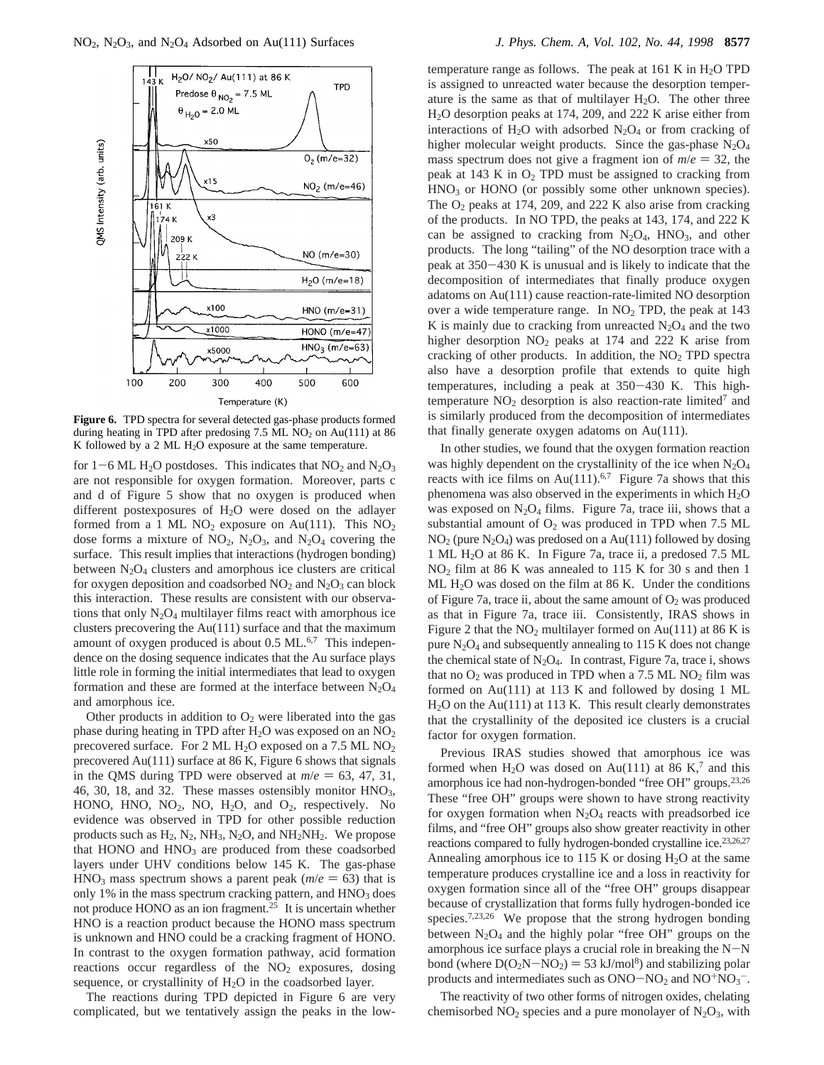**Figure 6.** TPD spectra for several detected gas-phase products formed during heating in TPD after predosing 7.5 ML $NO_2$ on Au(111) at 86 K followed by a 2 ML $H_2O$ exposure at the same temperature.

for 1−6 ML $H_2O$ postdoses. This indicates that $NO_2$ and $N_2O_3$ are not responsible for oxygen formation. Moreover, parts c and d of Figure 5 show that no oxygen is produced when different postexposures of $H_2O$ were dosed on the adlayer formed from a 1 ML $NO_2$ exposure on Au(111). This $NO_2$ dose forms a mixture of $NO_2$, $N_2O_3$, and $N_2O_4$ covering the surface. This result implies that interactions (hydrogen bonding) between $N_2O_4$ clusters and amorphous ice clusters are critical for oxygen deposition and coadsorbed $NO_2$ and $N_2O_3$ can block this interaction. These results are consistent with our observations that only $N_2O_4$ multilayer films react with amorphous ice clusters precovering the Au(111) surface and that the maximum amount of oxygen produced is about 0.5 ML.[6,7] This independence on the dosing sequence indicates that the Au surface plays little role in forming the initial intermediates that lead to oxygen formation and these are formed at the interface between $N_2O_4$ and amorphous ice.

Other products in addition to $O_2$ were liberated into the gas phase during heating in TPD after $H_2O$ was exposed on an $NO_2$ precovered surface. For 2 ML $H_2O$ exposed on a 7.5 ML $NO_2$ precovered Au(111) surface at 86 K, Figure 6 shows that signals in the QMS during TPD were observed at $m/e$ = 63, 47, 31, 46, 30, 18, and 32. These masses ostensibly monitor $HNO_3$, HONO, HNO, $NO_2$, NO, $H_2O$, and $O_2$, respectively. No evidence was observed in TPD for other possible reduction products such as $H_2$, $N_2$, $NH_3$, $N_2O$, and $NH_2NH_2$. We propose that HONO and $HNO_3$ are produced from these coadsorbed layers under UHV conditions below 145 K. The gas-phase $HNO_3$ mass spectrum shows a parent peak ($m/e$ = 63) that is only 1% in the mass spectrum cracking pattern, and $HNO_3$ does not produce HONO as an ion fragment.[25] It is uncertain whether HNO is a reaction product because the HONO mass spectrum is unknown and HNO could be a cracking fragment of HONO. In contrast to the oxygen formation pathway, acid formation reactions occur regardless of the $NO_2$ exposures, dosing sequence, or crystallinity of $H_2O$ in the coadsorbed layer.

The reactions during TPD depicted in Figure 6 are very complicated, but we tentatively assign the peaks in the low-temperature range as follows. The peak at 161 K in $H_2O$ TPD is assigned to unreacted water because the desorption temperature is the same as that of multilayer $H_2O$. The other three $H_2O$ desorption peaks at 174, 209, and 222 K arise either from interactions of $H_2O$ with adsorbed $N_2O_4$ or from cracking of higher molecular weight products. Since the gas-phase $N_2O_4$ mass spectrum does not give a fragment ion of $m/e$ = 32, the peak at 143 K in $O_2$ TPD must be assigned to cracking from $HNO_3$ or HONO (or possibly some other unknown species). The $O_2$ peaks at 174, 209, and 222 K also arise from cracking of the products. In NO TPD, the peaks at 143, 174, and 222 K can be assigned to cracking from $N_2O_4$, $HNO_3$, and other products. The long "tailing" of the NO desorption trace with a peak at 350−430 K is unusual and is likely to indicate that the decomposition of intermediates that finally produce oxygen adatoms on Au(111) cause reaction-rate-limited NO desorption over a wide temperature range. In $NO_2$ TPD, the peak at 143 K is mainly due to cracking from unreacted $N_2O_4$ and the two higher desorption $NO_2$ peaks at 174 and 222 K arise from cracking of other products. In addition, the $NO_2$ TPD spectra also have a desorption profile that extends to quite high temperatures, including a peak at 350−430 K. This high-temperature $NO_2$ desorption is also reaction-rate limited[7] and is similarly produced from the decomposition of intermediates that finally generate oxygen adatoms on Au(111).

In other studies, we found that the oxygen formation reaction was highly dependent on the crystallinity of the ice when $N_2O_4$ reacts with ice films on Au(111).[6,7] Figure 7a shows that this phenomena was also observed in the experiments in which $H_2O$ was exposed on $N_2O_4$ films. Figure 7a, trace iii, shows that a substantial amount of $O_2$ was produced in TPD when 7.5 ML $NO_2$ (pure $N_2O_4$) was predosed on a Au(111) followed by dosing 1 ML $H_2O$ at 86 K. In Figure 7a, trace ii, a predosed 7.5 ML $NO_2$ film at 86 K was annealed to 115 K for 30 s and then 1 ML $H_2O$ was dosed on the film at 86 K. Under the conditions of Figure 7a, trace ii, about the same amount of $O_2$ was produced as that in Figure 7a, trace iii. Consistently, IRAS shows in Figure 2 that the $NO_2$ multilayer formed on Au(111) at 86 K is pure $N_2O_4$ and subsequently annealing to 115 K does not change the chemical state of $N_2O_4$. In contrast, Figure 7a, trace i, shows that no $O_2$ was produced in TPD when a 7.5 ML $NO_2$ film was formed on Au(111) at 113 K and followed by dosing 1 ML $H_2O$ on the Au(111) at 113 K. This result clearly demonstrates that the crystallinity of the deposited ice clusters is a crucial factor for oxygen formation.

Previous IRAS studies showed that amorphous ice was formed when $H_2O$ was dosed on Au(111) at 86 K,[7] and this amorphous ice had non-hydrogen-bonded "free OH" groups.[23,26] These "free OH" groups were shown to have strong reactivity for oxygen formation when $N_2O_4$ reacts with preadsorbed ice films, and "free OH" groups also show greater reactivity in other reactions compared to fully hydrogen-bonded crystalline ice.[23,26,27] Annealing amorphous ice to 115 K or dosing $H_2O$ at the same temperature produces crystalline ice and a loss in reactivity for oxygen formation since all of the "free OH" groups disappear because of crystallization that forms fully hydrogen-bonded ice species.[7,23,26] We propose that the strong hydrogen bonding between $N_2O_4$ and the highly polar "free OH" groups on the amorphous ice surface plays a crucial role in breaking the N−N bond (where $D(O_2N{-}NO_2)$ = 53 kJ/mol[8]) and stabilizing polar products and intermediates such as $ONO{-}NO_2$ and $NO^+NO_3^-$.

The reactivity of two other forms of nitrogen oxides, chelating chemisorbed $NO_2$ species and a pure monolayer of $N_2O_3$, with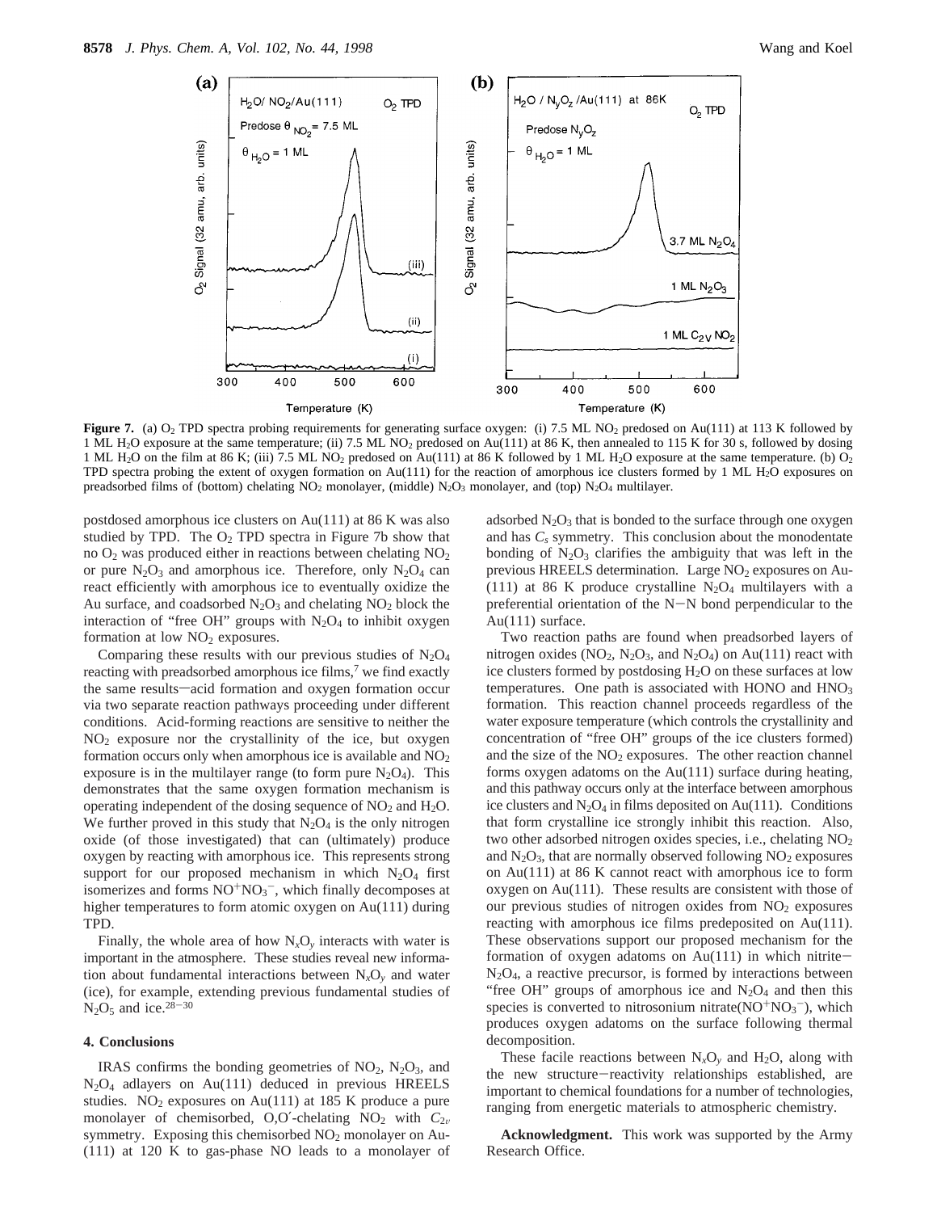**Figure 7.** (a) $O_2$ TPD spectra probing requirements for generating surface oxygen: (i) 7.5 ML $NO_2$ predosed on Au(111) at 113 K followed by 1 ML $H_2O$ exposure at the same temperature; (ii) 7.5 ML $NO_2$ predosed on Au(111) at 86 K, then annealed to 115 K for 30 s, followed by dosing 1 ML $H_2O$ on the film at 86 K; (iii) 7.5 ML $NO_2$ predosed on Au(111) at 86 K followed by 1 ML $H_2O$ exposure at the same temperature. (b) $O_2$ TPD spectra probing the extent of oxygen formation on Au(111) for the reaction of amorphous ice clusters formed by 1 ML $H_2O$ exposures on preadsorbed films of (bottom) chelating $NO_2$ monolayer, (middle) $N_2O_3$ monolayer, and (top) $N_2O_4$ multilayer.

postdosed amorphous ice clusters on Au(111) at 86 K was also studied by TPD. The $O_2$ TPD spectra in Figure 7b show that no $O_2$ was produced either in reactions between chelating $NO_2$ or pure $N_2O_3$ and amorphous ice. Therefore, only $N_2O_4$ can react efficiently with amorphous ice to eventually oxidize the Au surface, and coadsorbed $N_2O_3$ and chelating $NO_2$ block the interaction of "free OH" groups with $N_2O_4$ to inhibit oxygen formation at low $NO_2$ exposures.

Comparing these results with our previous studies of $N_2O_4$ reacting with preadsorbed amorphous ice films,[7] we find exactly the same results—acid formation and oxygen formation occur via two separate reaction pathways proceeding under different conditions. Acid-forming reactions are sensitive to neither the $NO_2$ exposure nor the crystallinity of the ice, but oxygen formation occurs only when amorphous ice is available and $NO_2$ exposure is in the multilayer range (to form pure $N_2O_4$). This demonstrates that the same oxygen formation mechanism is operating independent of the dosing sequence of $NO_2$ and $H_2O$. We further proved in this study that $N_2O_4$ is the only nitrogen oxide (of those investigated) that can (ultimately) produce oxygen by reacting with amorphous ice. This represents strong support for our proposed mechanism in which $N_2O_4$ first isomerizes and forms $NO^+NO_3^-$, which finally decomposes at higher temperatures to form atomic oxygen on Au(111) during TPD.

Finally, the whole area of how $N_xO_y$ interacts with water is important in the atmosphere. These studies reveal new information about fundamental interactions between $N_xO_y$ and water (ice), for example, extending previous fundamental studies of $N_2O_5$ and ice.[28-30]

## 4. Conclusions

IRAS confirms the bonding geometries of $NO_2$, $N_2O_3$, and $N_2O_4$ adlayers on Au(111) deduced in previous HREELS studies. $NO_2$ exposures on Au(111) at 185 K produce a pure monolayer of chemisorbed, O,O′-chelating $NO_2$ with $C_{2v}$ symmetry. Exposing this chemisorbed $NO_2$ monolayer on Au(111) at 120 K to gas-phase NO leads to a monolayer of adsorbed $N_2O_3$ that is bonded to the surface through one oxygen and has $C_s$ symmetry. This conclusion about the monodentate bonding of $N_2O_3$ clarifies the ambiguity that was left in the previous HREELS determination. Large $NO_2$ exposures on Au(111) at 86 K produce crystalline $N_2O_4$ multilayers with a preferential orientation of the N−N bond perpendicular to the Au(111) surface.

Two reaction paths are found when preadsorbed layers of nitrogen oxides ($NO_2$, $N_2O_3$, and $N_2O_4$) on Au(111) react with ice clusters formed by postdosing $H_2O$ on these surfaces at low temperatures. One path is associated with HONO and $HNO_3$ formation. This reaction channel proceeds regardless of the water exposure temperature (which controls the crystallinity and concentration of "free OH" groups of the ice clusters formed) and the size of the $NO_2$ exposures. The other reaction channel forms oxygen adatoms on the Au(111) surface during heating, and this pathway occurs only at the interface between amorphous ice clusters and $N_2O_4$ in films deposited on Au(111). Conditions that form crystalline ice strongly inhibit this reaction. Also, two other adsorbed nitrogen oxides species, i.e., chelating $NO_2$ and $N_2O_3$, that are normally observed following $NO_2$ exposures on Au(111) at 86 K cannot react with amorphous ice to form oxygen on Au(111). These results are consistent with those of our previous studies of nitrogen oxides from $NO_2$ exposures reacting with amorphous ice films predeposited on Au(111). These observations support our proposed mechanism for the formation of oxygen adatoms on Au(111) in which nitrite−$N_2O_4$, a reactive precursor, is formed by interactions between "free OH" groups of amorphous ice and $N_2O_4$ and then this species is converted to nitrosonium nitrate($NO^+NO_3^-$), which produces oxygen adatoms on the surface following thermal decomposition.

These facile reactions between $N_xO_y$ and $H_2O$, along with the new structure−reactivity relationships established, are important to chemical foundations for a number of technologies, ranging from energetic materials to atmospheric chemistry.

**Acknowledgment.** This work was supported by the Army Research Office.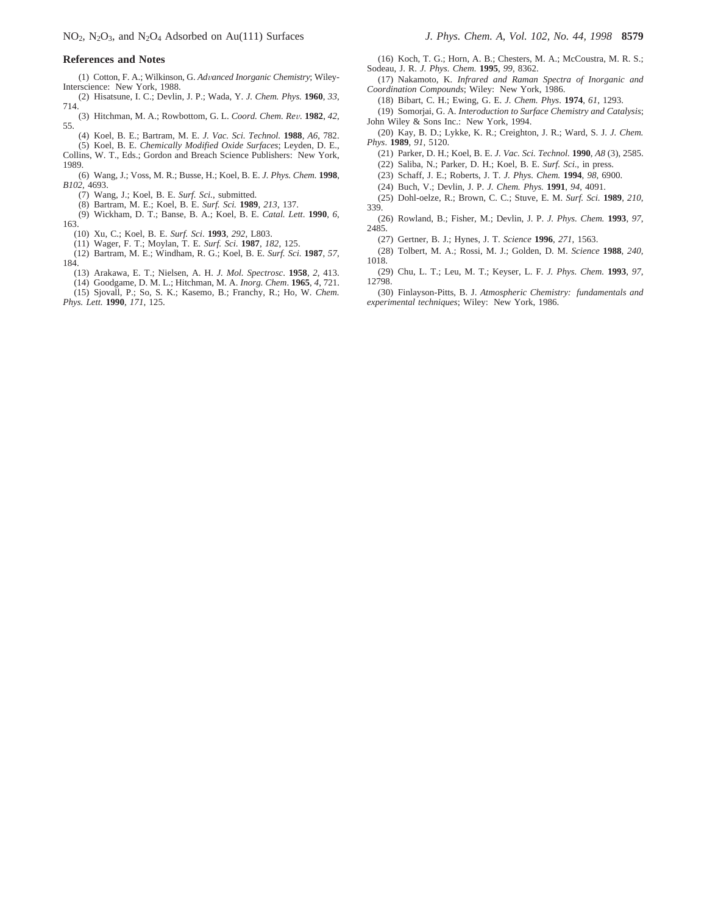## References and Notes

(1) Cotton, F. A.; Wilkinson, G. *Advanced Inorganic Chemistry*; Wiley-Interscience: New York, 1988.

(2) Hisatsune, I. C.; Devlin, J. P.; Wada, Y. *J. Chem. Phys.* **1960**, *33*, 714.

(3) Hitchman, M. A.; Rowbottom, G. L. *Coord. Chem. Rev.* **1982**, *42*, 55.

(4) Koel, B. E.; Bartram, M. E. *J. Vac. Sci. Technol.* **1988**, *A6*, 782.

(5) Koel, B. E. *Chemically Modified Oxide Surfaces*; Leyden, D. E., Collins, W. T., Eds.; Gordon and Breach Science Publishers: New York, 1989.

(6) Wang, J.; Voss, M. R.; Busse, H.; Koel, B. E. *J. Phys. Chem.* **1998**, *B102*, 4693.

(7) Wang, J.; Koel, B. E. *Surf. Sci.*, submitted.

(8) Bartram, M. E.; Koel, B. E. *Surf. Sci.* **1989**, *213*, 137.

(9) Wickham, D. T.; Banse, B. A.; Koel, B. E. *Catal. Lett.* **1990**, *6*, 163.

(10) Xu, C.; Koel, B. E. *Surf. Sci.* **1993**, *292*, L803.

(11) Wager, F. T.; Moylan, T. E. *Surf. Sci.* **1987**, *182*, 125.

(12) Bartram, M. E.; Windham, R. G.; Koel, B. E. *Surf. Sci.* **1987**, *57*, 184.

(13) Arakawa, E. T.; Nielsen, A. H. *J. Mol. Spectrosc.* **1958**, *2*, 413.

(14) Goodgame, D. M. L.; Hitchman, M. A. *Inorg. Chem.* **1965**, *4*, 721.

(15) Sjovall, P.; So, S. K.; Kasemo, B.; Franchy, R.; Ho, W. *Chem. Phys. Lett.* **1990**, *171*, 125.

(16) Koch, T. G.; Horn, A. B.; Chesters, M. A.; McCoustra, M. R. S.; Sodeau, J. R. *J. Phys. Chem.* **1995**, *99*, 8362.

(17) Nakamoto, K. *Infrared and Raman Spectra of Inorganic and Coordination Compounds*; Wiley: New York, 1986.

(18) Bibart, C. H.; Ewing, G. E. *J. Chem. Phys.* **1974**, *61*, 1293.

(19) Somorjai, G. A. *Interoduction to Surface Chemistry and Catalysis*; John Wiley & Sons Inc.: New York, 1994.

(20) Kay, B. D.; Lykke, K. R.; Creighton, J. R.; Ward, S. J. *J. Chem. Phys.* **1989**, *91*, 5120.

(21) Parker, D. H.; Koel, B. E. *J. Vac. Sci. Technol.* **1990**, *A8* (3), 2585.

(22) Saliba, N.; Parker, D. H.; Koel, B. E. *Surf. Sci.*, in press.

(23) Schaff, J. E.; Roberts, J. T. *J. Phys. Chem.* **1994**, *98*, 6900.

(24) Buch, V.; Devlin, J. P. *J. Chem. Phys.* **1991**, *94*, 4091.

(25) Dohl-oelze, R.; Brown, C. C.; Stuve, E. M. *Surf. Sci.* **1989**, *210*, 339.

(26) Rowland, B.; Fisher, M.; Devlin, J. P. *J. Phys. Chem.* **1993**, *97*, 2485.

(27) Gertner, B. J.; Hynes, J. T. *Science* **1996**, *271*, 1563.

(28) Tolbert, M. A.; Rossi, M. J.; Golden, D. M. *Science* **1988**, *240*, 1018.

(29) Chu, L. T.; Leu, M. T.; Keyser, L. F. *J. Phys. Chem.* **1993**, *97*, 12798.

(30) Finlayson-Pitts, B. J. *Atmospheric Chemistry: fundamentals and experimental techniques*; Wiley: New York, 1986.